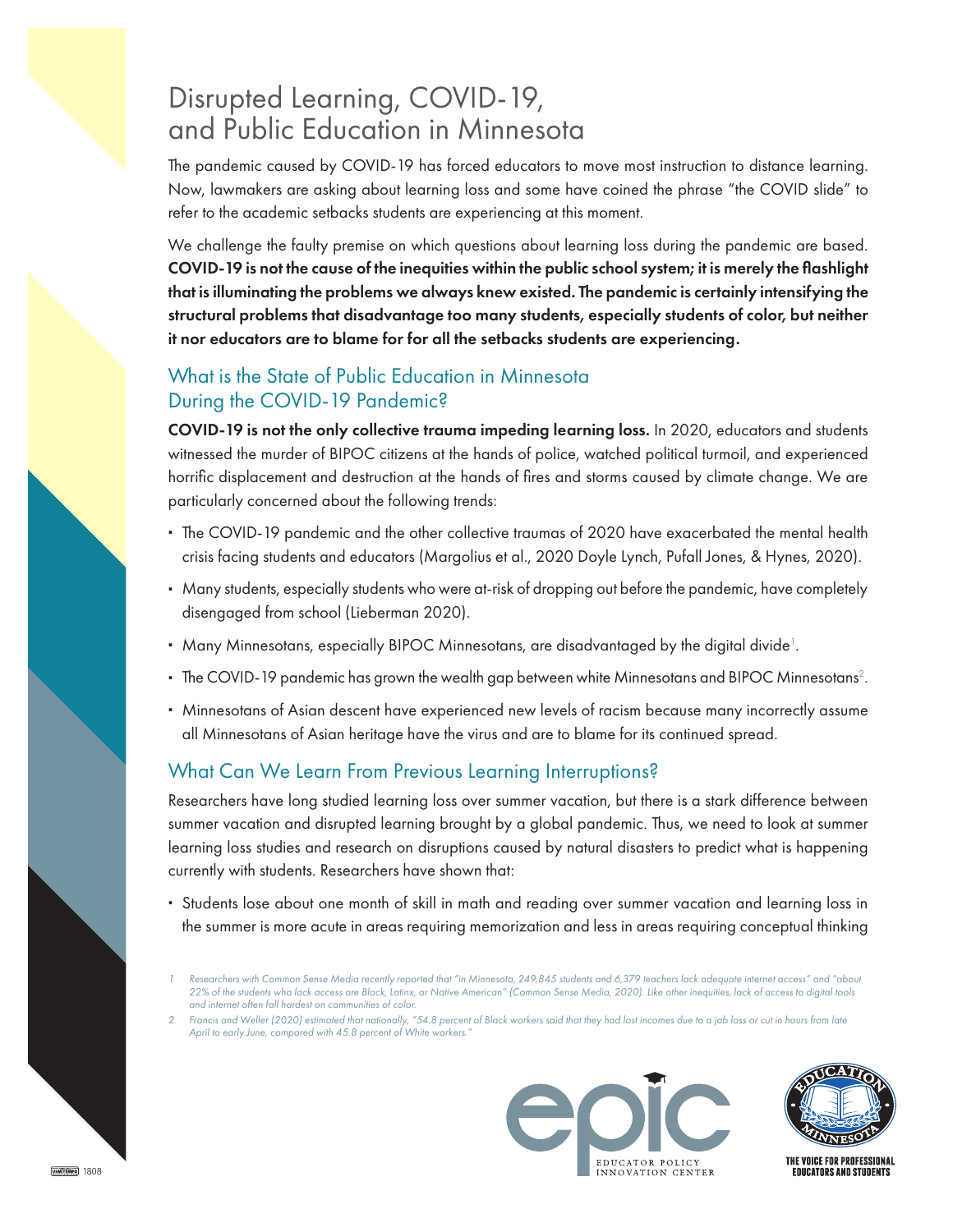# Disrupted Learning, COVID-19, and Public Education in Minnesota

The pandemic caused by COVID-19 has forced educators to move most instruction to distance learning. Now, lawmakers are asking about learning loss and some have coined the phrase "the COVID slide" to refer to the academic setbacks students are experiencing at this moment.

We challenge the faulty premise on which questions about learning loss during the pandemic are based. **COVID-19 is not the cause of the inequities within the public school system; it is merely the flashlight that is illuminating the problems we always knew existed. The pandemic is certainly intensifying the structural problems that disadvantage too many students, especially students of color, but neither it nor educators are to blame for for all the setbacks students are experiencing.**

## What is the State of Public Education in Minnesota During the COVID-19 Pandemic?

**COVID-19 is not the only collective trauma impeding learning loss.** In 2020, educators and students witnessed the murder of BIPOC citizens at the hands of police, watched political turmoil, and experienced horrific displacement and destruction at the hands of fires and storms caused by climate change. We are particularly concerned about the following trends:

- The COVID-19 pandemic and the other collective traumas of 2020 have exacerbated the mental health crisis facing students and educators (Margolius et al., 2020 Doyle Lynch, Pufall Jones, & Hynes, 2020).
- Many students, especially students who were at-risk of dropping out before the pandemic, have completely disengaged from school (Lieberman 2020).
- Many Minnesotans, especially BIPOC Minnesotans, are disadvantaged by the digital divide[1].
- The COVID-19 pandemic has grown the wealth gap between white Minnesotans and BIPOC Minnesotans[2].
- Minnesotans of Asian descent have experienced new levels of racism because many incorrectly assume all Minnesotans of Asian heritage have the virus and are to blame for its continued spread.

## What Can We Learn From Previous Learning Interruptions?

Researchers have long studied learning loss over summer vacation, but there is a stark difference between summer vacation and disrupted learning brought by a global pandemic. Thus, we need to look at summer learning loss studies and research on disruptions caused by natural disasters to predict what is happening currently with students. Researchers have shown that:

- Students lose about one month of skill in math and reading over summer vacation and learning loss in the summer is more acute in areas requiring memorization and less in areas requiring conceptual thinking

*1 Researchers with Common Sense Media recently reported that "in Minnesota, 249,845 students and 6,379 teachers lack adequate internet access" and "about 22% of the students who lack access are Black, Latinx, or Native American" (Common Sense Media, 2020). Like other inequities, lack of access to digital tools and internet often fall hardest on communities of color.*

*2 Francis and Weller (2020) estimated that nationally, "54.8 percent of Black workers said that they had lost incomes due to a job loss or cut in hours from late April to early June, compared with 45.8 percent of White workers."*

EDUCATOR POLICY INNOVATION CENTER

THE VOICE FOR PROFESSIONAL EDUCATORS AND STUDENTS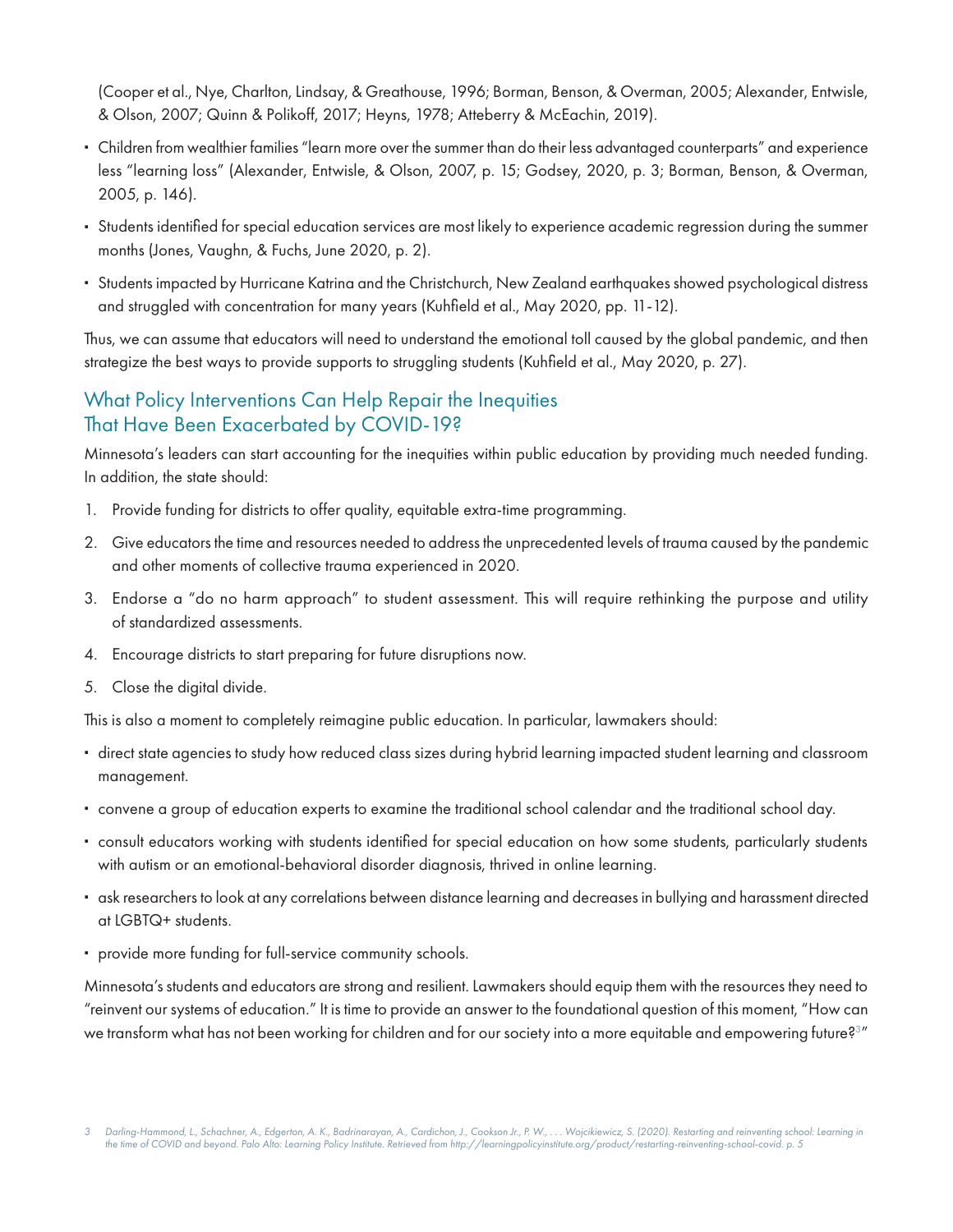(Cooper et al., Nye, Charlton, Lindsay, & Greathouse, 1996; Borman, Benson, & Overman, 2005; Alexander, Entwisle, & Olson, 2007; Quinn & Polikoff, 2017; Heyns, 1978; Atteberry & McEachin, 2019).

- Children from wealthier families "learn more over the summer than do their less advantaged counterparts" and experience less "learning loss" (Alexander, Entwisle, & Olson, 2007, p. 15; Godsey, 2020, p. 3; Borman, Benson, & Overman, 2005, p. 146).
- Students identified for special education services are most likely to experience academic regression during the summer months (Jones, Vaughn, & Fuchs, June 2020, p. 2).
- Students impacted by Hurricane Katrina and the Christchurch, New Zealand earthquakes showed psychological distress and struggled with concentration for many years (Kuhfield et al., May 2020, pp. 11-12).

Thus, we can assume that educators will need to understand the emotional toll caused by the global pandemic, and then strategize the best ways to provide supports to struggling students (Kuhfield et al., May 2020, p. 27).

## What Policy Interventions Can Help Repair the Inequities That Have Been Exacerbated by COVID-19?

Minnesota's leaders can start accounting for the inequities within public education by providing much needed funding. In addition, the state should:

1. Provide funding for districts to offer quality, equitable extra-time programming.
2. Give educators the time and resources needed to address the unprecedented levels of trauma caused by the pandemic and other moments of collective trauma experienced in 2020.
3. Endorse a "do no harm approach" to student assessment. This will require rethinking the purpose and utility of standardized assessments.
4. Encourage districts to start preparing for future disruptions now.
5. Close the digital divide.

This is also a moment to completely reimagine public education. In particular, lawmakers should:

- direct state agencies to study how reduced class sizes during hybrid learning impacted student learning and classroom management.
- convene a group of education experts to examine the traditional school calendar and the traditional school day.
- consult educators working with students identified for special education on how some students, particularly students with autism or an emotional-behavioral disorder diagnosis, thrived in online learning.
- ask researchers to look at any correlations between distance learning and decreases in bullying and harassment directed at LGBTQ+ students.
- provide more funding for full-service community schools.

Minnesota's students and educators are strong and resilient. Lawmakers should equip them with the resources they need to "reinvent our systems of education." It is time to provide an answer to the foundational question of this moment, "How can we transform what has not been working for children and for our society into a more equitable and empowering future?[3]"

[3] *Darling-Hammond, L., Schachner, A., Edgerton, A. K., Badrinarayan, A., Cardichon, J., Cookson Jr., P. W., . . . Wojcikiewicz, S. (2020). Restarting and reinventing school: Learning in the time of COVID and beyond. Palo Alto: Learning Policy Institute. Retrieved from http://learningpolicyinstitute.org/product/restarting-reinventing-school-covid. p. 5*